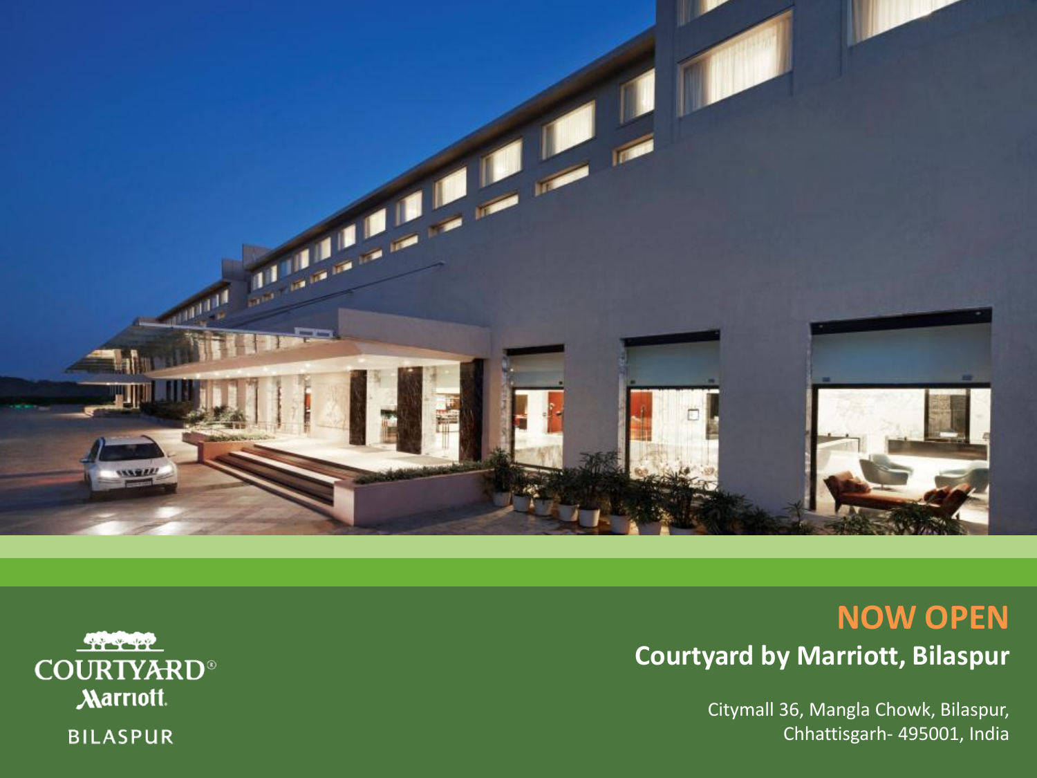COURTYARD®
Marriott.
BILASPUR

# NOW OPEN

## Courtyard by Marriott, Bilaspur

Citymall 36, Mangla Chowk, Bilaspur,
Chhattisgarh- 495001, India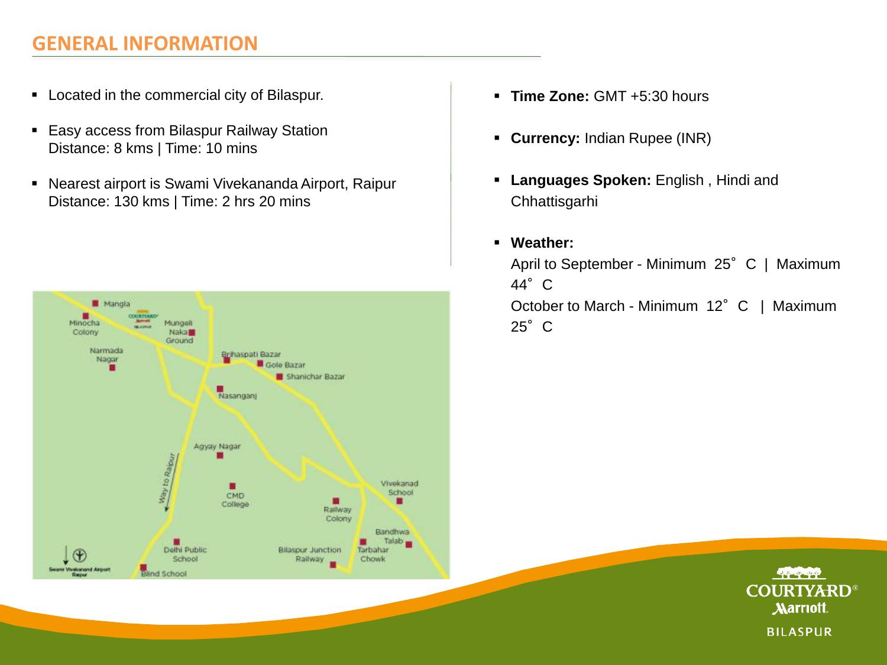## GENERAL INFORMATION

- Located in the commercial city of Bilaspur.
- Easy access from Bilaspur Railway Station
  Distance: 8 kms | Time: 10 mins
- Nearest airport is Swami Vivekananda Airport, Raipur
  Distance: 130 kms | Time: 2 hrs 20 mins

- **Time Zone:** GMT +5:30 hours
- **Currency:** Indian Rupee (INR)
- **Languages Spoken:** English , Hindi and Chhattisgarhi
- **Weather:**
  April to September - Minimum 25˚ C | Maximum 44˚ C
  October to March - Minimum 12˚ C | Maximum 25˚ C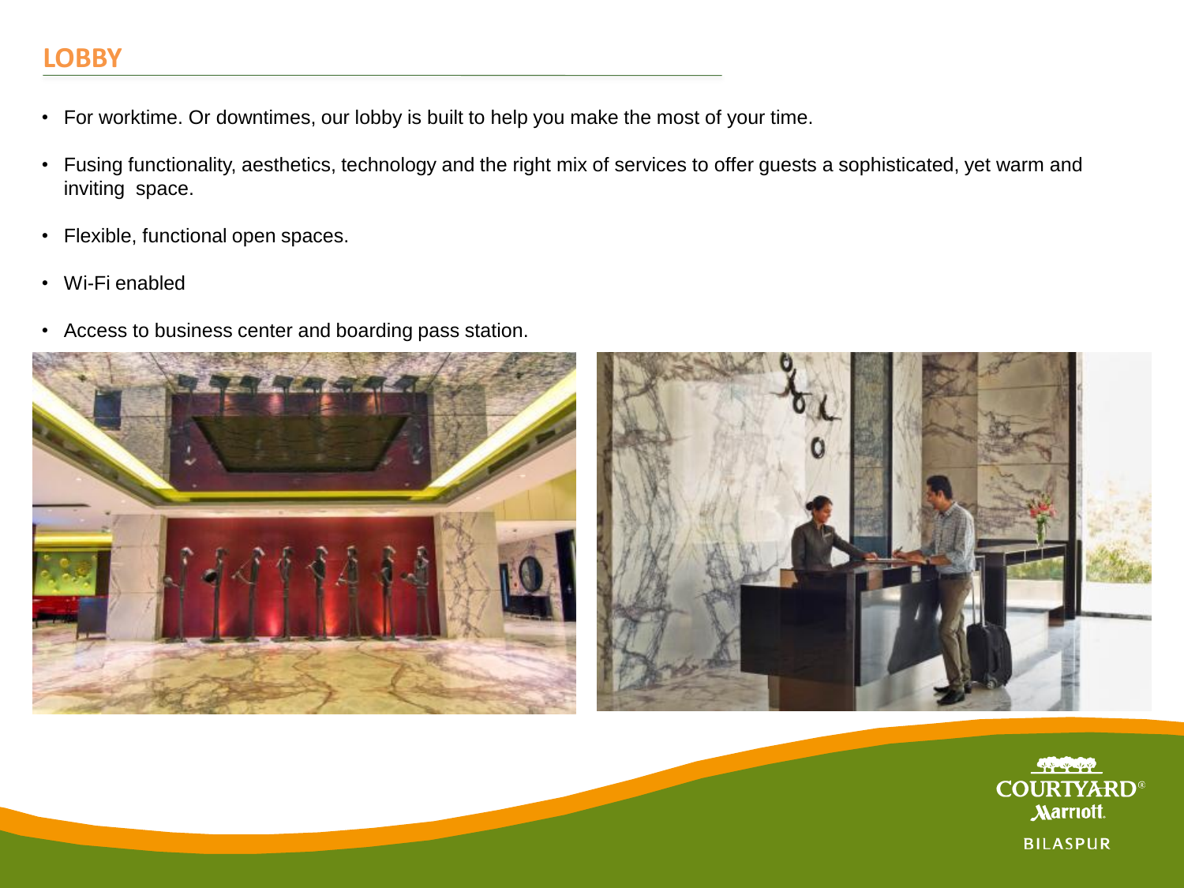## LOBBY

- For worktime. Or downtimes, our lobby is built to help you make the most of your time.
- Fusing functionality, aesthetics, technology and the right mix of services to offer guests a sophisticated, yet warm and inviting space.
- Flexible, functional open spaces.
- Wi-Fi enabled
- Access to business center and boarding pass station.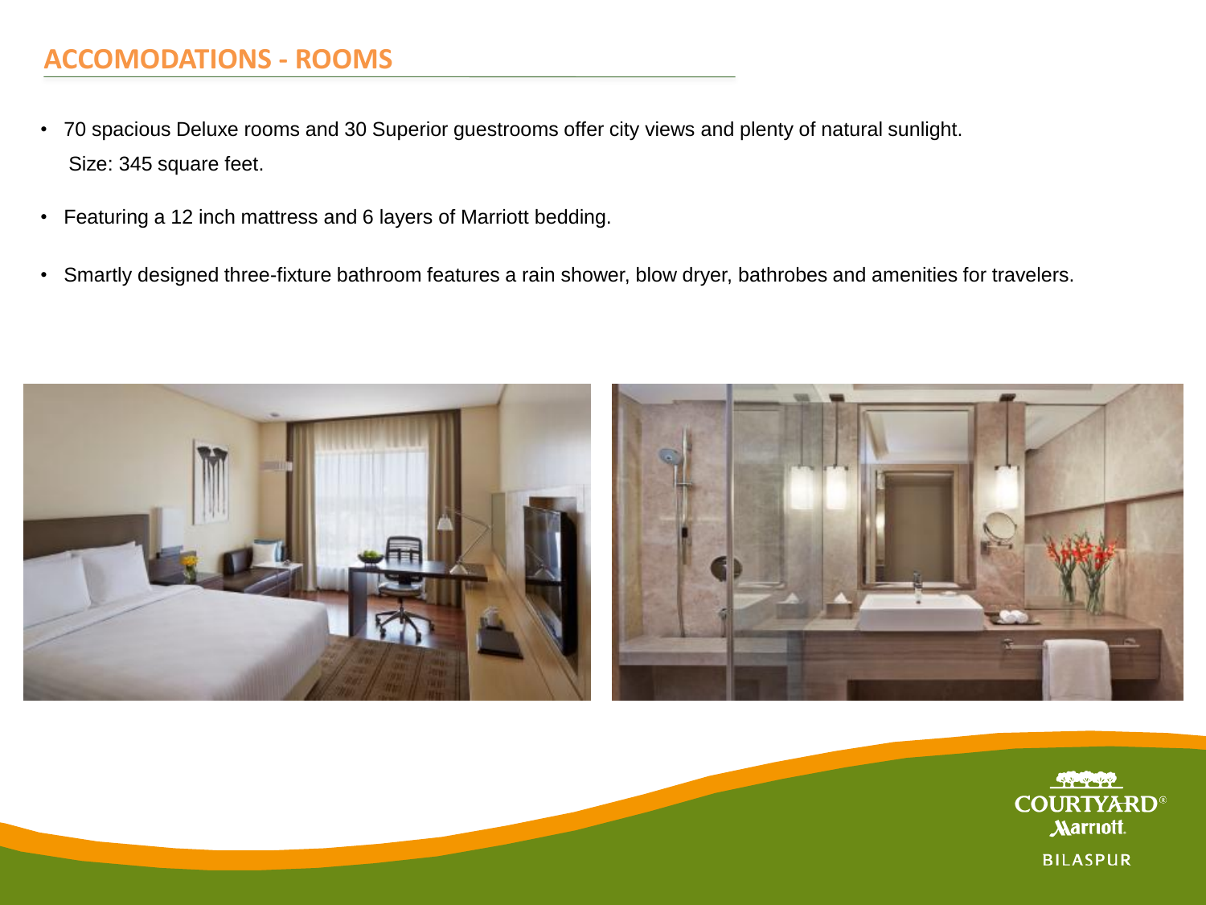## ACCOMODATIONS - ROOMS

- 70 spacious Deluxe rooms and 30 Superior guestrooms offer city views and plenty of natural sunlight.
  Size: 345 square feet.
- Featuring a 12 inch mattress and 6 layers of Marriott bedding.
- Smartly designed three-fixture bathroom features a rain shower, blow dryer, bathrobes and amenities for travelers.

COURTYARD® Marriott.
BILASPUR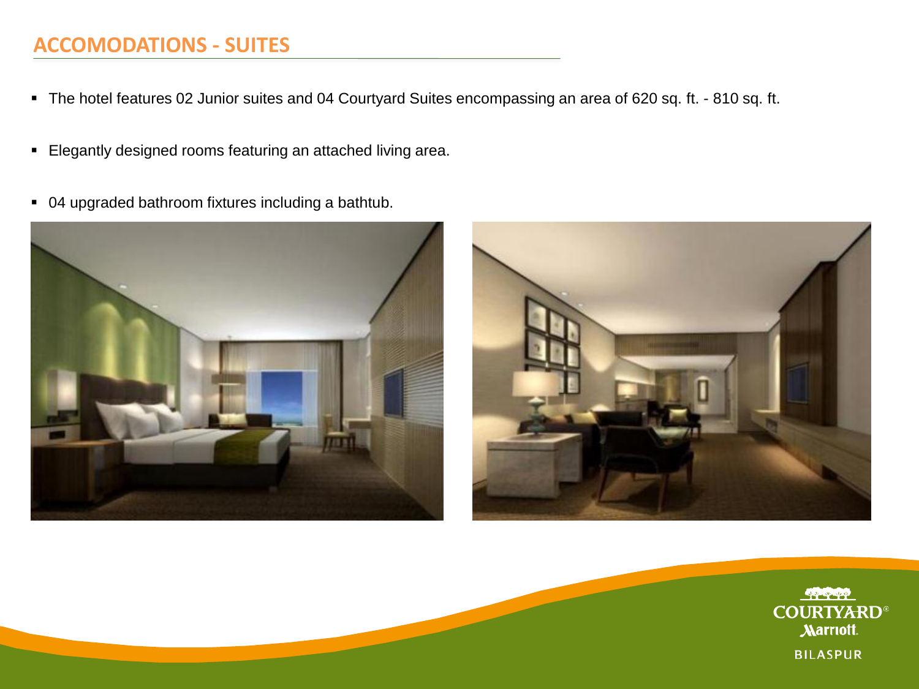## ACCOMODATIONS - SUITES

- The hotel features 02 Junior suites and 04 Courtyard Suites encompassing an area of 620 sq. ft. - 810 sq. ft.
- Elegantly designed rooms featuring an attached living area.
- 04 upgraded bathroom fixtures including a bathtub.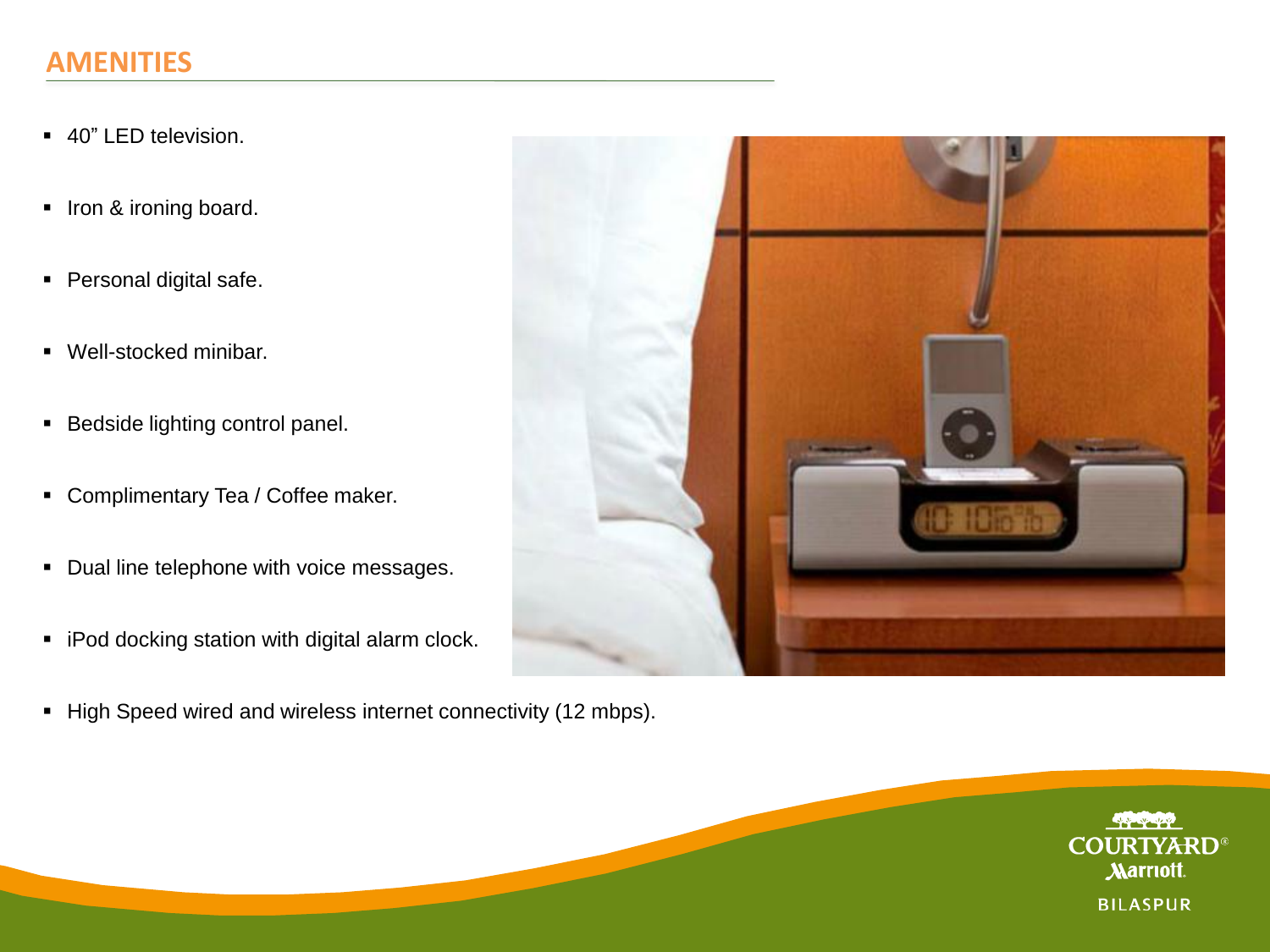## AMENITIES

- 40” LED television.
- Iron & ironing board.
- Personal digital safe.
- Well-stocked minibar.
- Bedside lighting control panel.
- Complimentary Tea / Coffee maker.
- Dual line telephone with voice messages.
- iPod docking station with digital alarm clock.
- High Speed wired and wireless internet connectivity (12 mbps).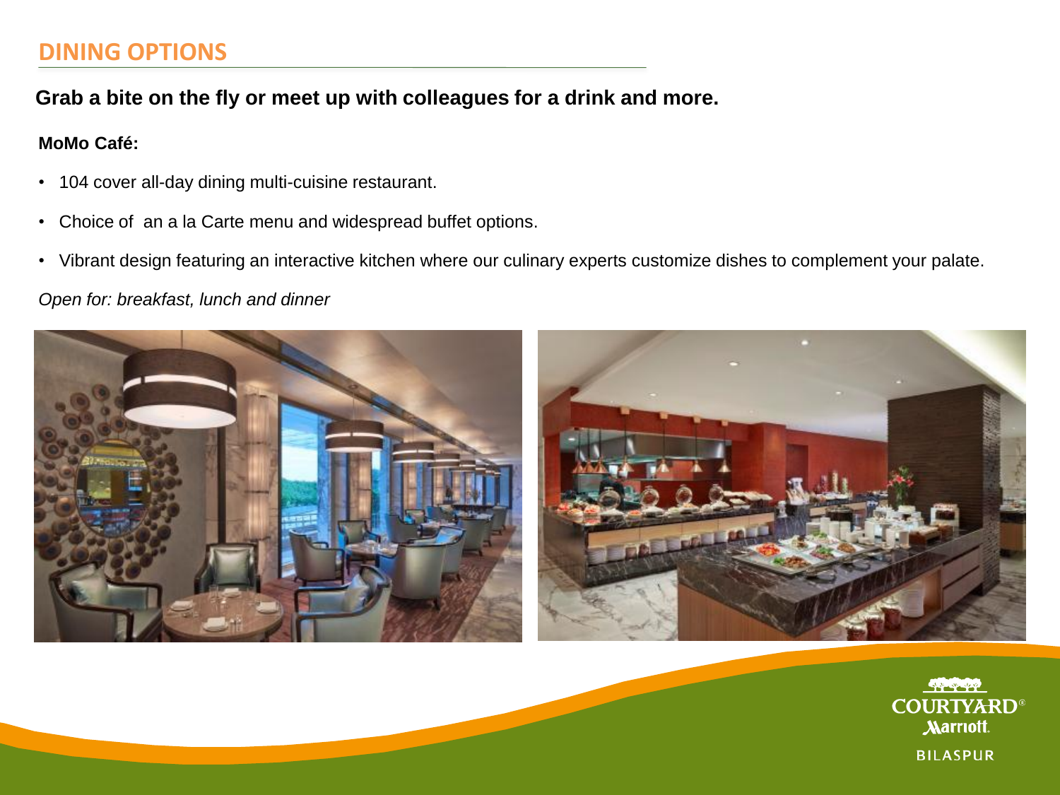## DINING OPTIONS

**Grab a bite on the fly or meet up with colleagues for a drink and more.**

**MoMo Café:**

- 104 cover all-day dining multi-cuisine restaurant.
- Choice of an a la Carte menu and widespread buffet options.
- Vibrant design featuring an interactive kitchen where our culinary experts customize dishes to complement your palate.

*Open for: breakfast, lunch and dinner*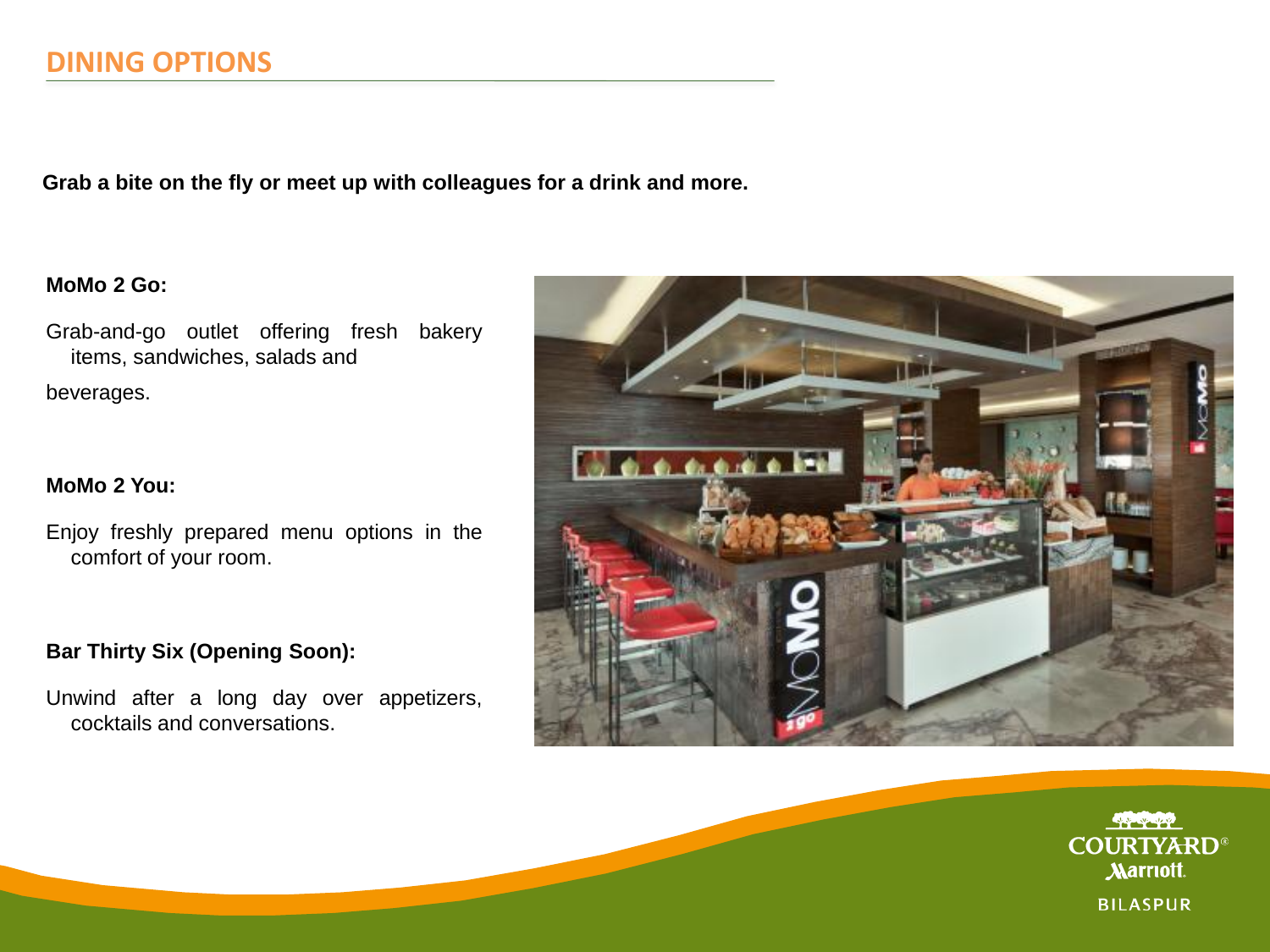## DINING OPTIONS

**Grab a bite on the fly or meet up with colleagues for a drink and more.**

**MoMo 2 Go:**

Grab-and-go outlet offering fresh bakery items, sandwiches, salads and beverages.

**MoMo 2 You:**

Enjoy freshly prepared menu options in the comfort of your room.

**Bar Thirty Six (Opening Soon):**

Unwind after a long day over appetizers, cocktails and conversations.

COURTYARD® Marriott. BILASPUR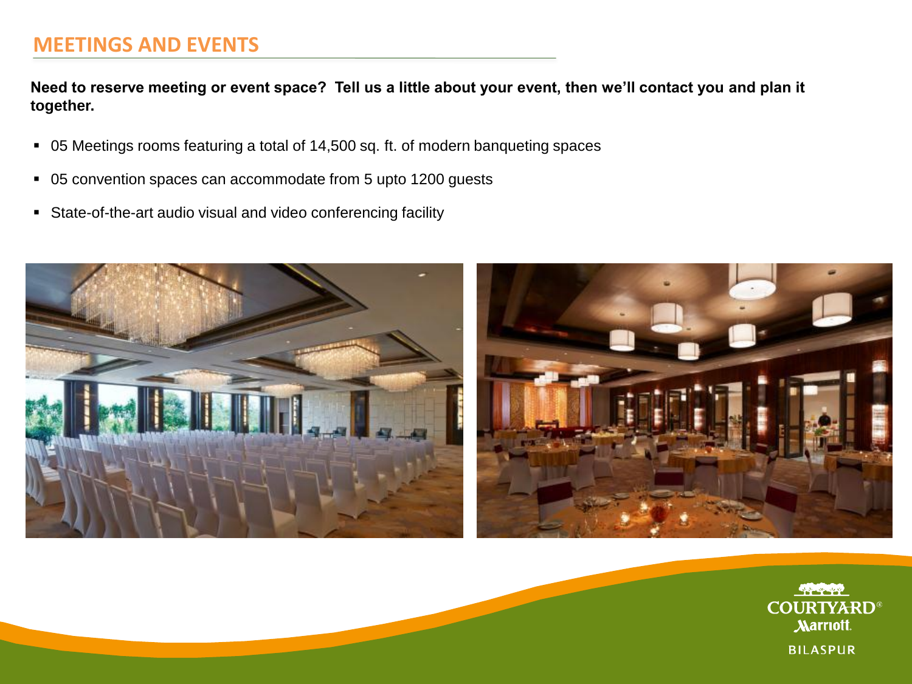## MEETINGS AND EVENTS

**Need to reserve meeting or event space? Tell us a little about your event, then we'll contact you and plan it together.**

- 05 Meetings rooms featuring a total of 14,500 sq. ft. of modern banqueting spaces
- 05 convention spaces can accommodate from 5 upto 1200 guests
- State-of-the-art audio visual and video conferencing facility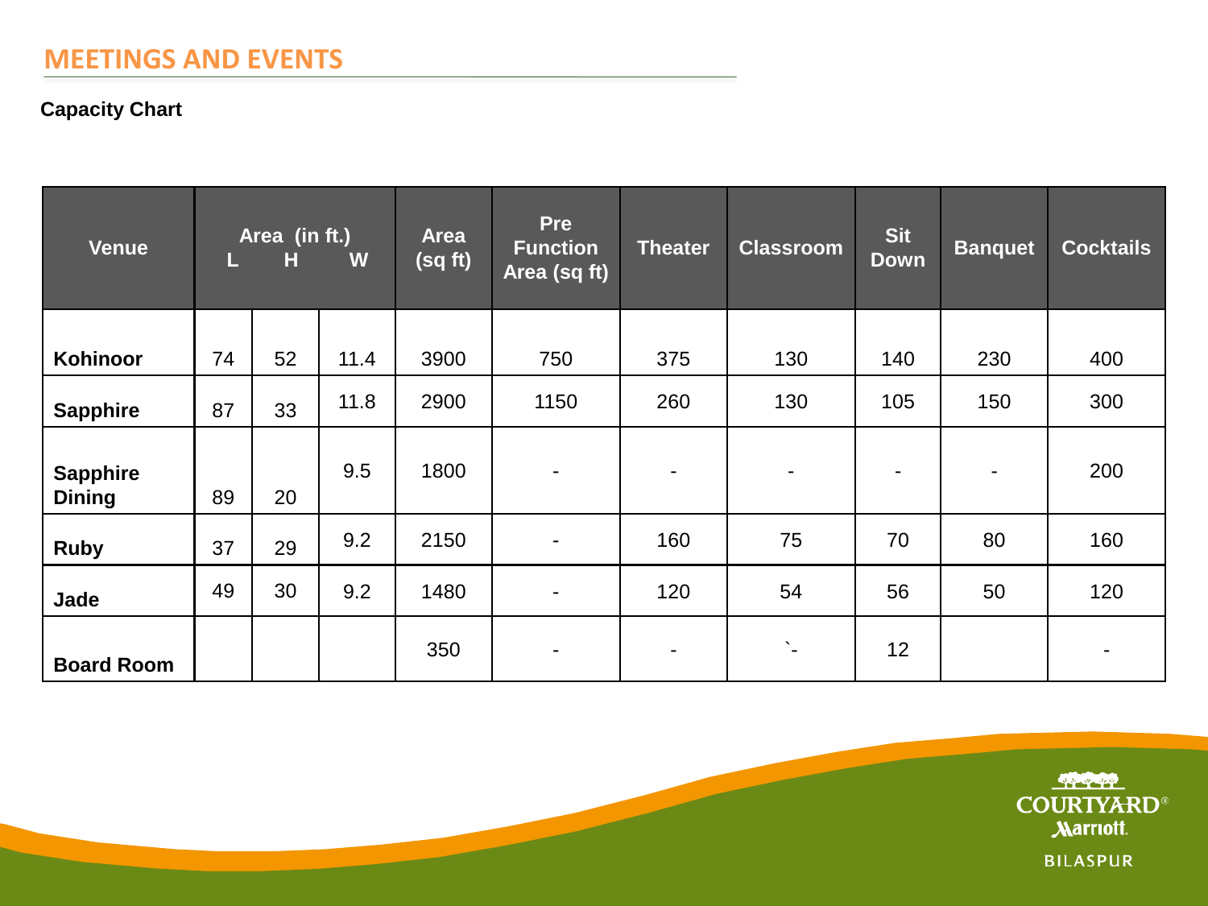## MEETINGS AND EVENTS

**Capacity Chart**

| Venue | Area (in ft.) L | H | W | Area (sq ft) | Pre Function Area (sq ft) | Theater | Classroom | Sit Down | Banquet | Cocktails |
|---|---|---|---|---|---|---|---|---|---|---|
| **Kohinoor** | 74 | 52 | 11.4 | 3900 | 750 | 375 | 130 | 140 | 230 | 400 |
| **Sapphire** | 87 | 33 | 11.8 | 2900 | 1150 | 260 | 130 | 105 | 150 | 300 |
| **Sapphire Dining** | 89 | 20 | 9.5 | 1800 | - | - | - | - | - | 200 |
| **Ruby** | 37 | 29 | 9.2 | 2150 | - | 160 | 75 | 70 | 80 | 160 |
| **Jade** | 49 | 30 | 9.2 | 1480 | - | 120 | 54 | 56 | 50 | 120 |
| **Board Room** | | | | 350 | - | - | `- | 12 | | - |

COURTYARD® Marriott. BILASPUR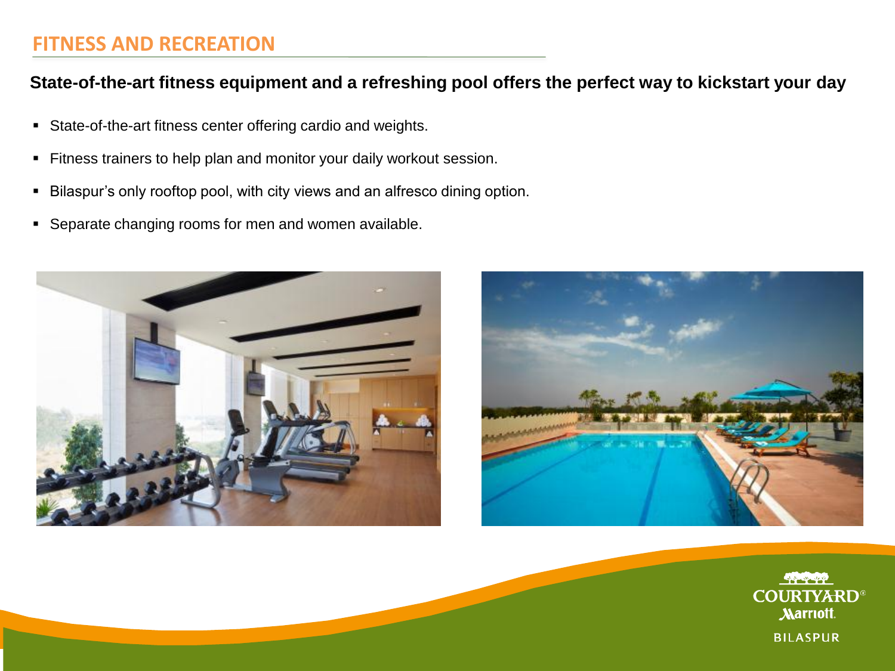## FITNESS AND RECREATION

**State-of-the-art fitness equipment and a refreshing pool offers the perfect way to kickstart your day**

- State-of-the-art fitness center offering cardio and weights.
- Fitness trainers to help plan and monitor your daily workout session.
- Bilaspur's only rooftop pool, with city views and an alfresco dining option.
- Separate changing rooms for men and women available.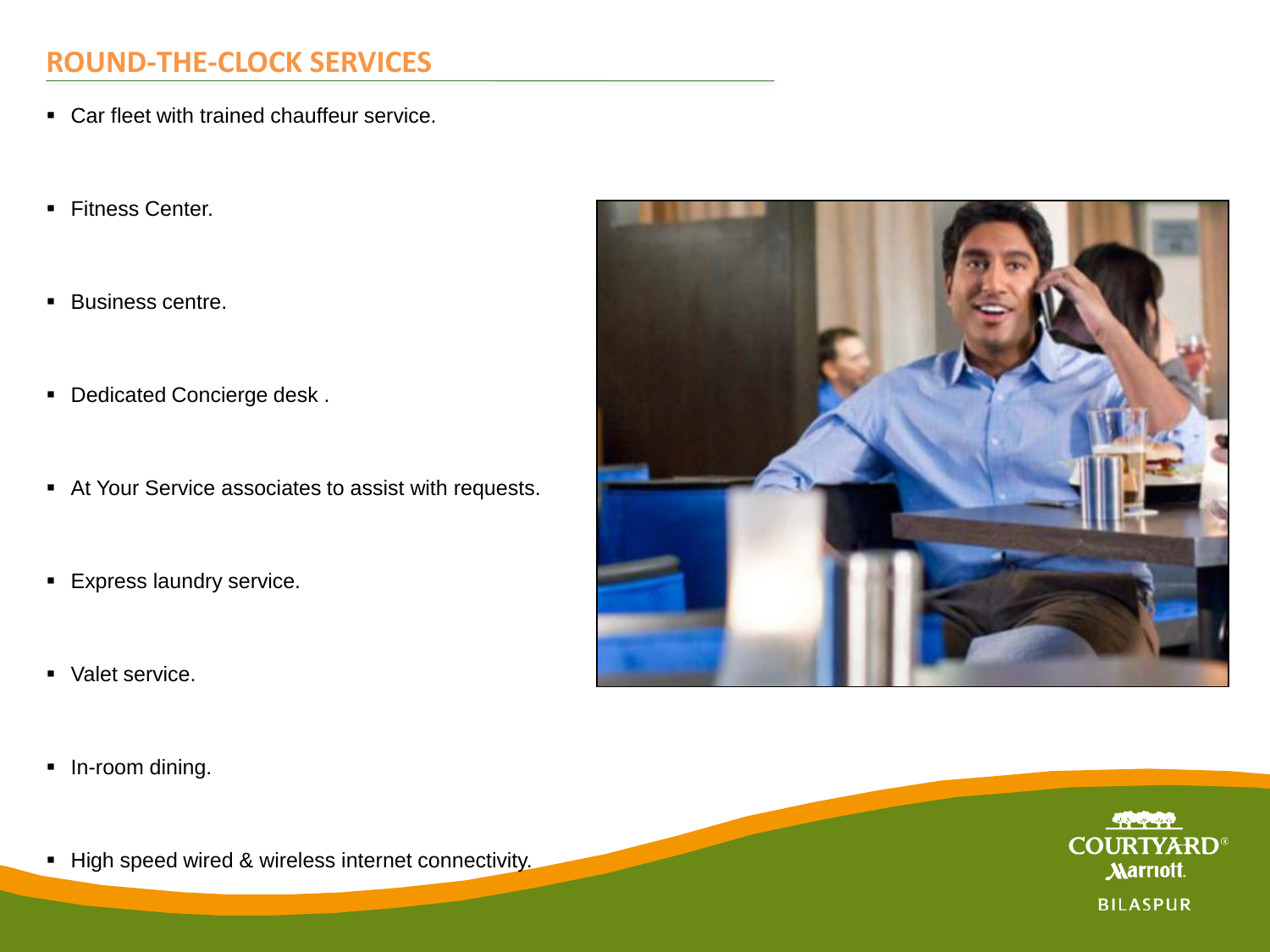## ROUND-THE-CLOCK SERVICES

- Car fleet with trained chauffeur service.
- Fitness Center.
- Business centre.
- Dedicated Concierge desk .
- At Your Service associates to assist with requests.
- Express laundry service.
- Valet service.
- In-room dining.
- High speed wired & wireless internet connectivity.

COURTYARD® Marriott.

BILASPUR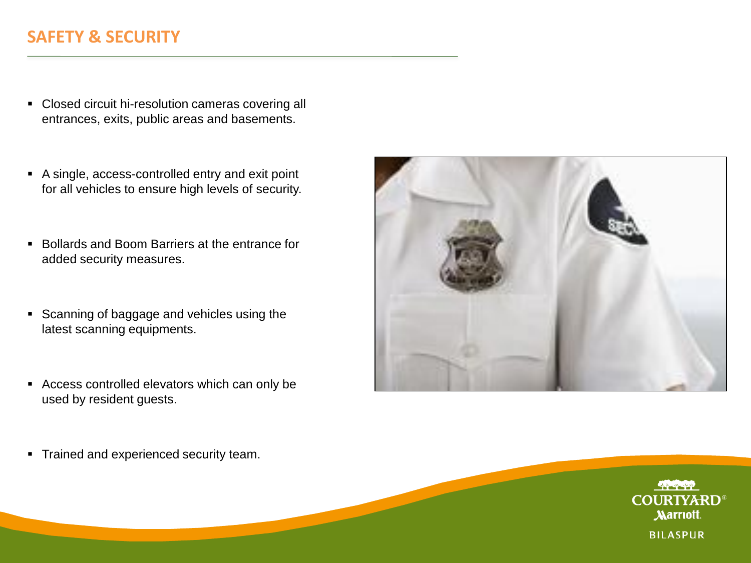## SAFETY & SECURITY

- Closed circuit hi-resolution cameras covering all entrances, exits, public areas and basements.
- A single, access-controlled entry and exit point for all vehicles to ensure high levels of security.
- Bollards and Boom Barriers at the entrance for added security measures.
- Scanning of baggage and vehicles using the latest scanning equipments.
- Access controlled elevators which can only be used by resident guests.
- Trained and experienced security team.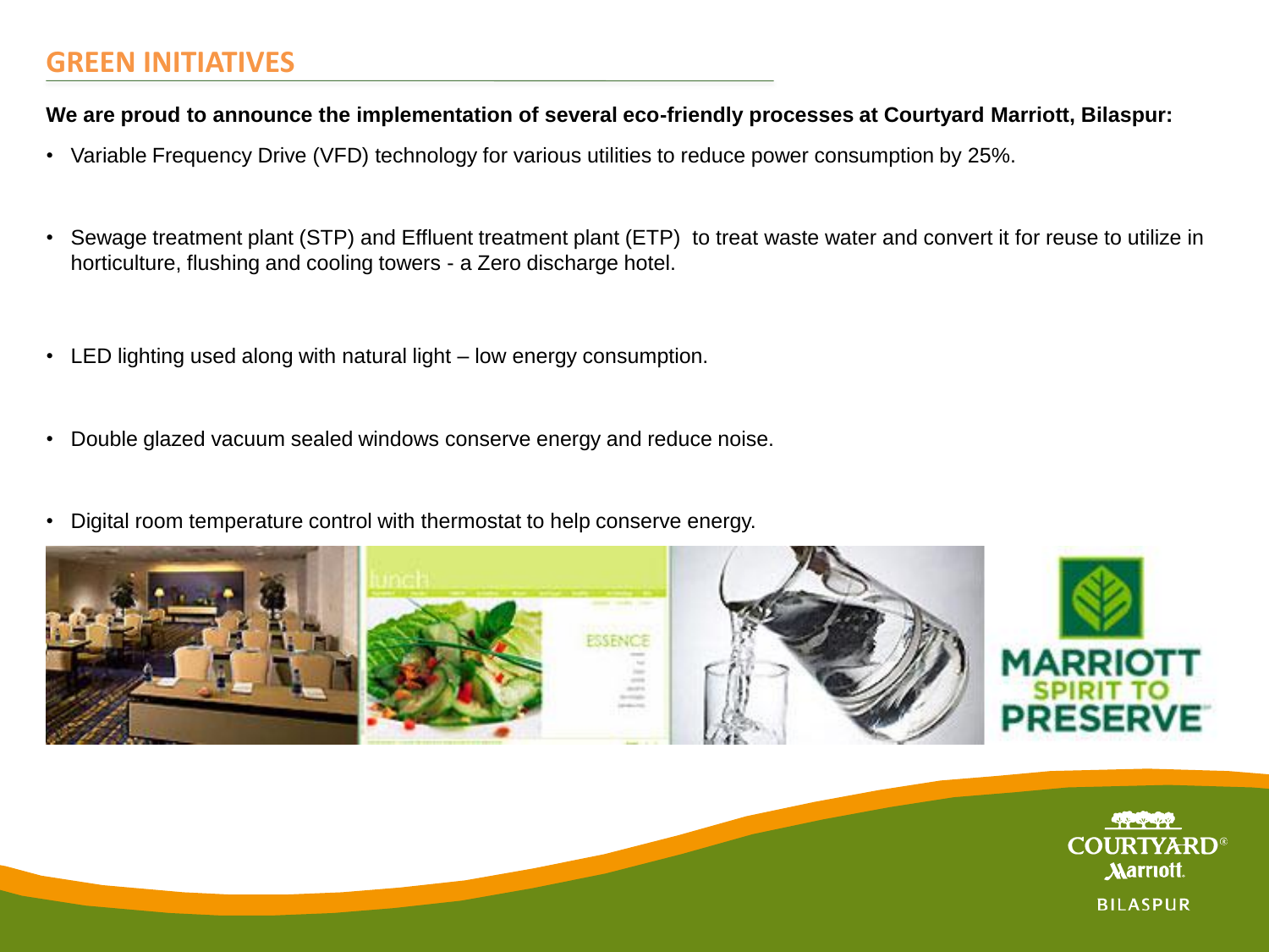## GREEN INITIATIVES

**We are proud to announce the implementation of several eco-friendly processes at Courtyard Marriott, Bilaspur:**

- Variable Frequency Drive (VFD) technology for various utilities to reduce power consumption by 25%.
- Sewage treatment plant (STP) and Effluent treatment plant (ETP) to treat waste water and convert it for reuse to utilize in horticulture, flushing and cooling towers - a Zero discharge hotel.
- LED lighting used along with natural light – low energy consumption.
- Double glazed vacuum sealed windows conserve energy and reduce noise.
- Digital room temperature control with thermostat to help conserve energy.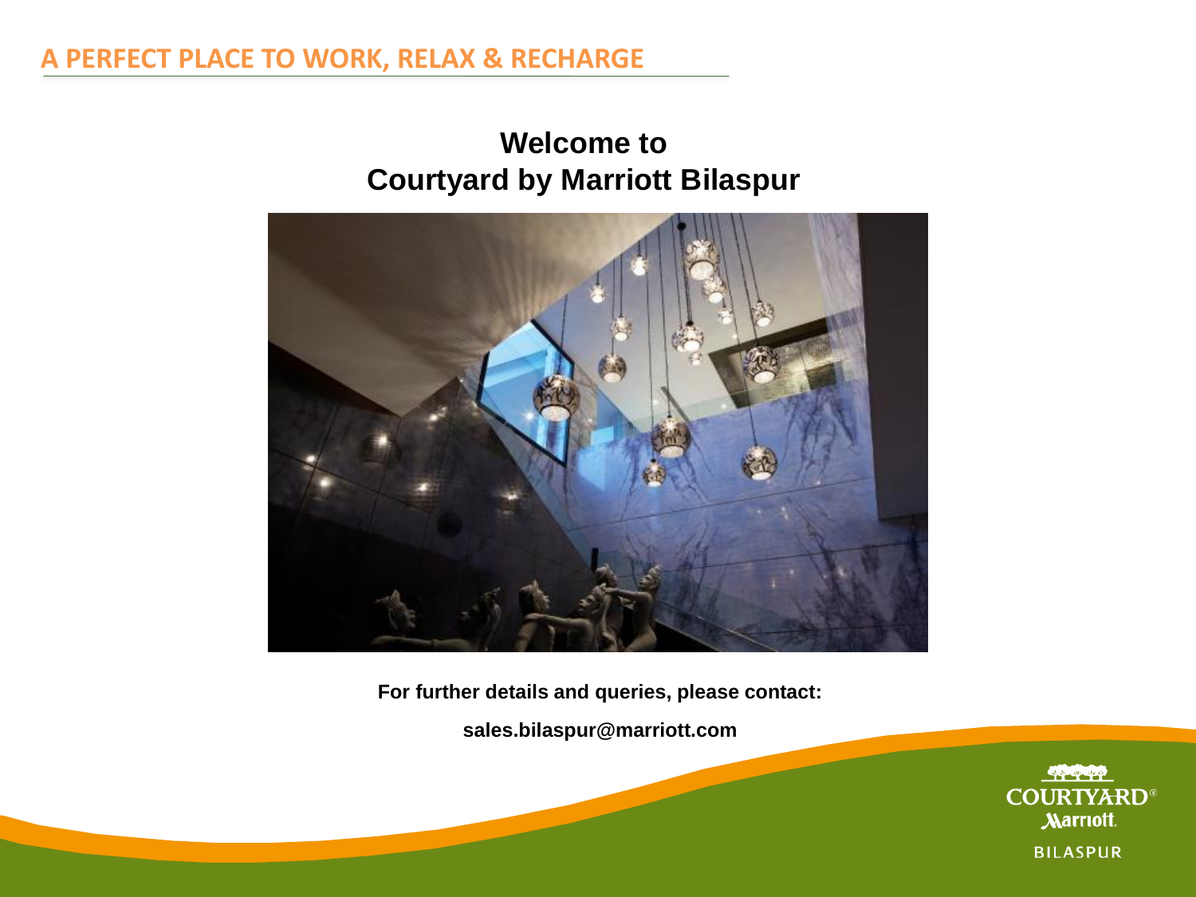## A PERFECT PLACE TO WORK, RELAX & RECHARGE

# Welcome to
# Courtyard by Marriott Bilaspur

**For further details and queries, please contact:**

**sales.bilaspur@marriott.com**

COURTYARD® Marriott. BILASPUR